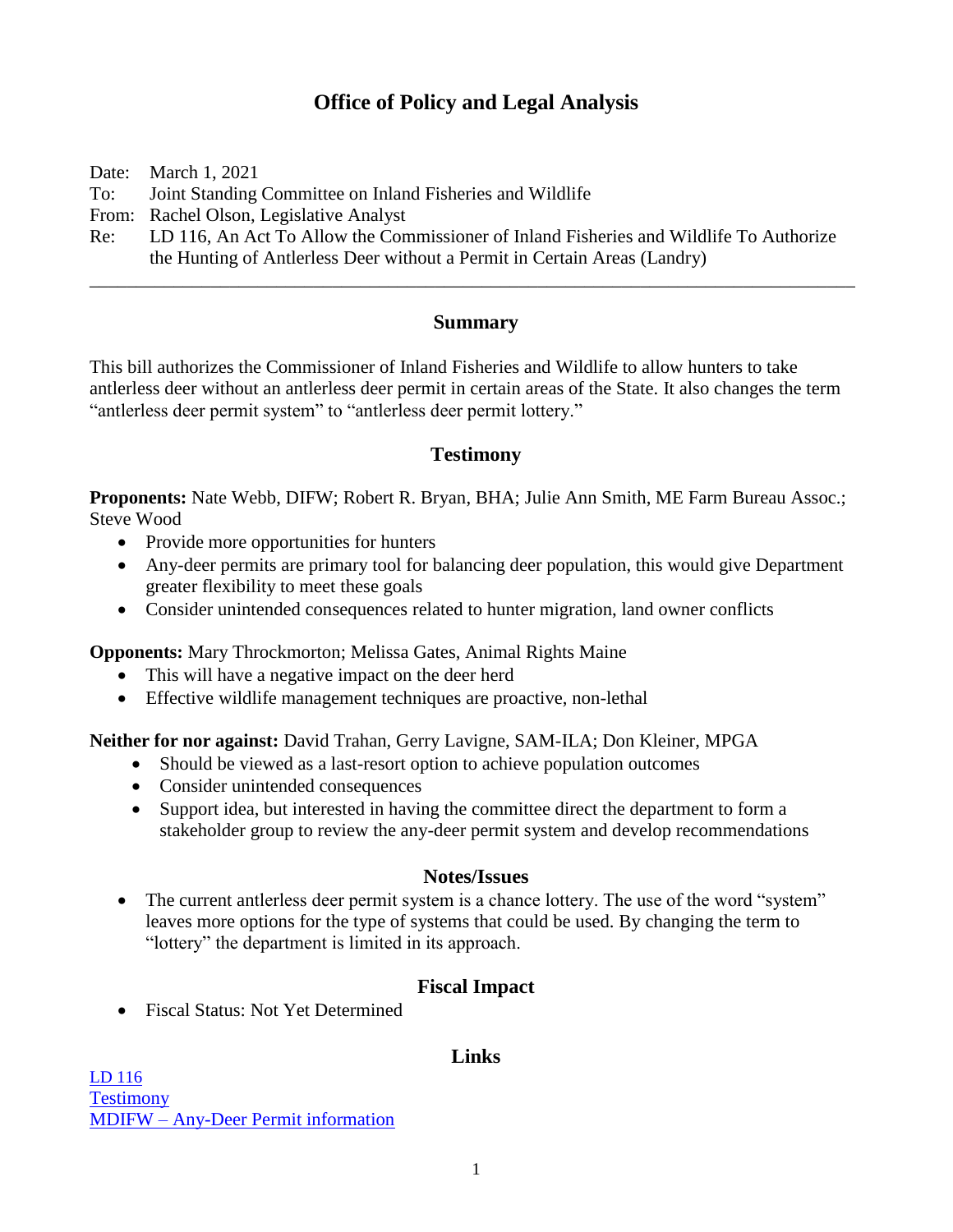# Office of Policy and Legal Analysis

Date: March 1, 2021
To: Joint Standing Committee on Inland Fisheries and Wildlife
From: Rachel Olson, Legislative Analyst
Re: LD 116, An Act To Allow the Commissioner of Inland Fisheries and Wildlife To Authorize the Hunting of Antlerless Deer without a Permit in Certain Areas (Landry)

---

## Summary

This bill authorizes the Commissioner of Inland Fisheries and Wildlife to allow hunters to take antlerless deer without an antlerless deer permit in certain areas of the State. It also changes the term "antlerless deer permit system" to "antlerless deer permit lottery."

## Testimony

**Proponents:** Nate Webb, DIFW; Robert R. Bryan, BHA; Julie Ann Smith, ME Farm Bureau Assoc.; Steve Wood

- Provide more opportunities for hunters
- Any-deer permits are primary tool for balancing deer population, this would give Department greater flexibility to meet these goals
- Consider unintended consequences related to hunter migration, land owner conflicts

**Opponents:** Mary Throckmorton; Melissa Gates, Animal Rights Maine

- This will have a negative impact on the deer herd
- Effective wildlife management techniques are proactive, non-lethal

**Neither for nor against:** David Trahan, Gerry Lavigne, SAM-ILA; Don Kleiner, MPGA

- Should be viewed as a last-resort option to achieve population outcomes
- Consider unintended consequences
- Support idea, but interested in having the committee direct the department to form a stakeholder group to review the any-deer permit system and develop recommendations

## Notes/Issues

- The current antlerless deer permit system is a chance lottery. The use of the word "system" leaves more options for the type of systems that could be used. By changing the term to "lottery" the department is limited in its approach.

## Fiscal Impact

- Fiscal Status: Not Yet Determined

## Links

LD 116
Testimony
MDIFW – Any-Deer Permit information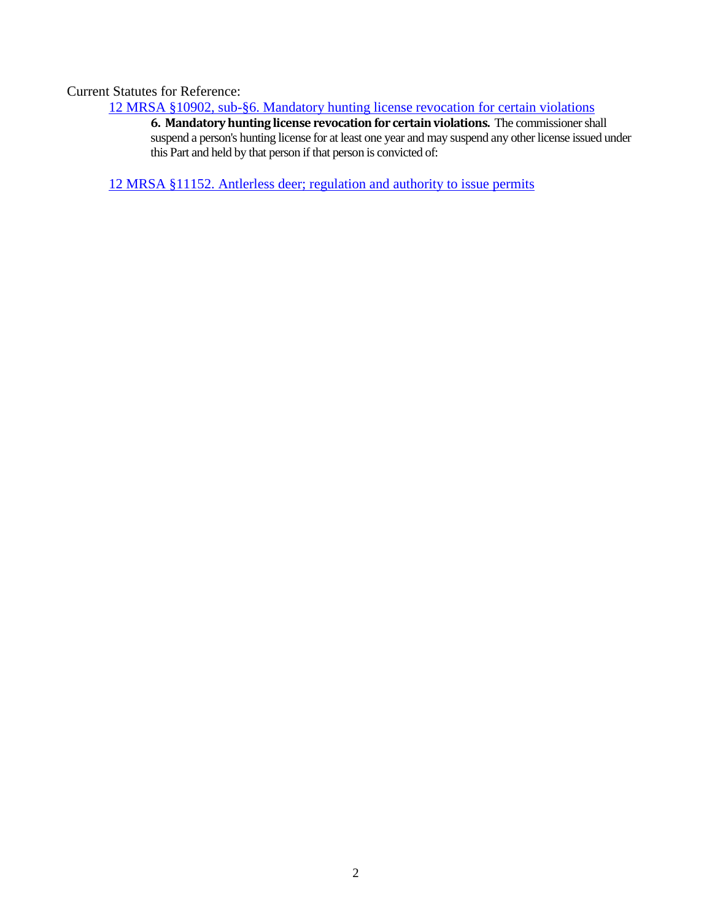Current Statutes for Reference:

[12 MRSA §10902, sub-§6. Mandatory hunting license revocation for certain violations]

> **6. Mandatory hunting license revocation for certain violations.** The commissioner shall suspend a person's hunting license for at least one year and may suspend any other license issued under this Part and held by that person if that person is convicted of:

[12 MRSA §11152. Antlerless deer; regulation and authority to issue permits]